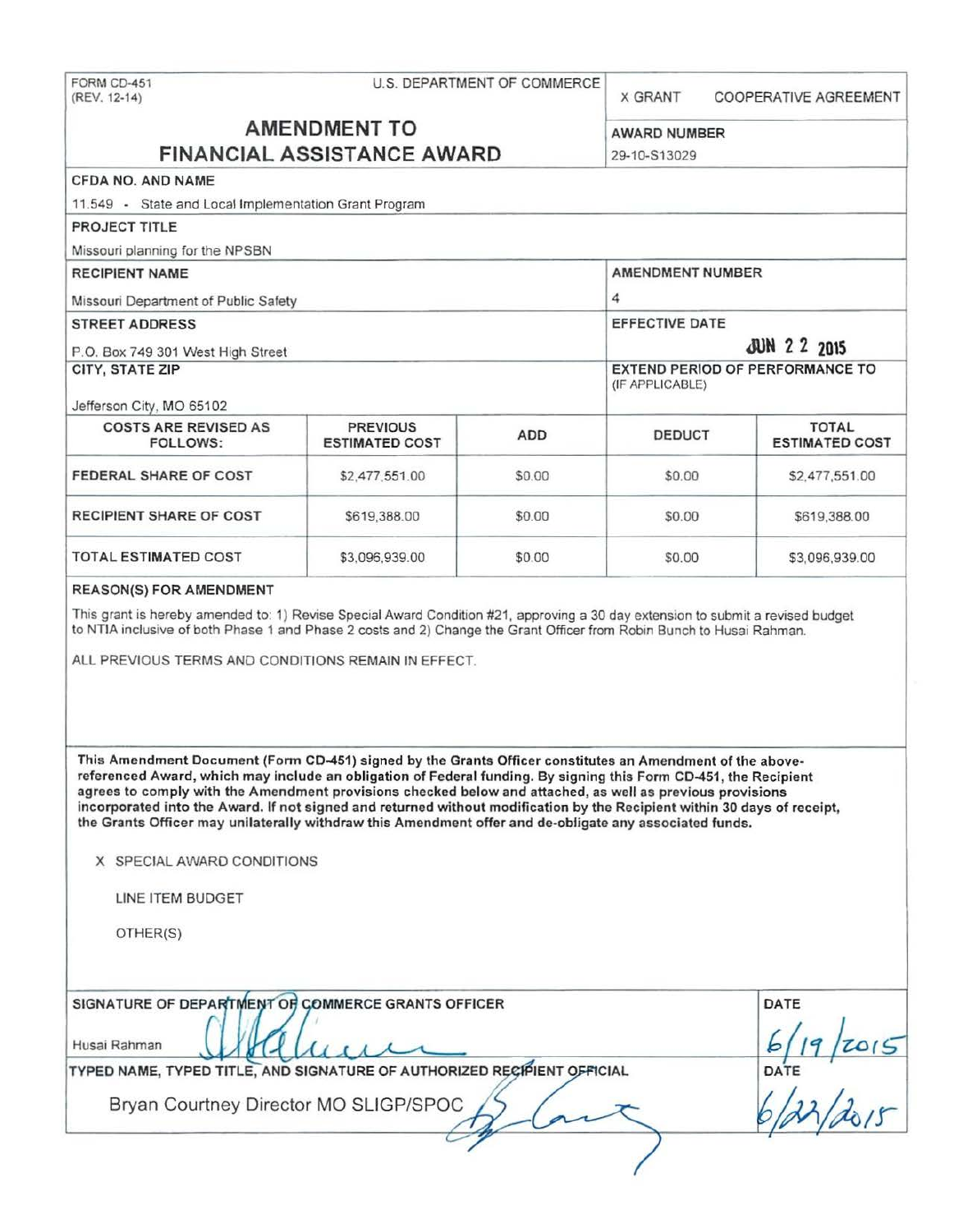FORM CD-451
(REV. 12-14)

U.S. DEPARTMENT OF COMMERCE

X GRANT    COOPERATIVE AGREEMENT

# AMENDMENT TO FINANCIAL ASSISTANCE AWARD

**AWARD NUMBER**
29-10-S13029

**CFDA NO. AND NAME**
11.549 - State and Local Implementation Grant Program

**PROJECT TITLE**
Missouri planning for the NPSBN

**RECIPIENT NAME**
Missouri Department of Public Safety

**AMENDMENT NUMBER**
4

**STREET ADDRESS**
P.O. Box 749 301 West High Street

**EFFECTIVE DATE**
JUN 22 2015

**CITY, STATE ZIP**
Jefferson City, MO 65102

**EXTEND PERIOD OF PERFORMANCE TO**
(IF APPLICABLE)

| COSTS ARE REVISED AS FOLLOWS: | PREVIOUS ESTIMATED COST | ADD | DEDUCT | TOTAL ESTIMATED COST |
|---|---|---|---|---|
| FEDERAL SHARE OF COST | $2,477,551.00 | $0.00 | $0.00 | $2,477,551.00 |
| RECIPIENT SHARE OF COST | $619,388.00 | $0.00 | $0.00 | $619,388.00 |
| TOTAL ESTIMATED COST | $3,096,939.00 | $0.00 | $0.00 | $3,096,939.00 |

**REASON(S) FOR AMENDMENT**

This grant is hereby amended to: 1) Revise Special Award Condition #21, approving a 30 day extension to submit a revised budget to NTIA inclusive of both Phase 1 and Phase 2 costs and 2) Change the Grant Officer from Robin Bunch to Husai Rahman.

ALL PREVIOUS TERMS AND CONDITIONS REMAIN IN EFFECT.

**This Amendment Document (Form CD-451) signed by the Grants Officer constitutes an Amendment of the above-referenced Award, which may include an obligation of Federal funding. By signing this Form CD-451, the Recipient agrees to comply with the Amendment provisions checked below and attached, as well as previous provisions incorporated into the Award. If not signed and returned without modification by the Recipient within 30 days of receipt, the Grants Officer may unilaterally withdraw this Amendment offer and de-obligate any associated funds.**

X SPECIAL AWARD CONDITIONS

LINE ITEM BUDGET

OTHER(S)

**SIGNATURE OF DEPARTMENT OF COMMERCE GRANTS OFFICER**
Husai Rahman

**DATE**
6/19/2015

**TYPED NAME, TYPED TITLE, AND SIGNATURE OF AUTHORIZED RECIPIENT OFFICIAL**
Bryan Courtney Director MO SLIGP/SPOC

**DATE**
6/22/2015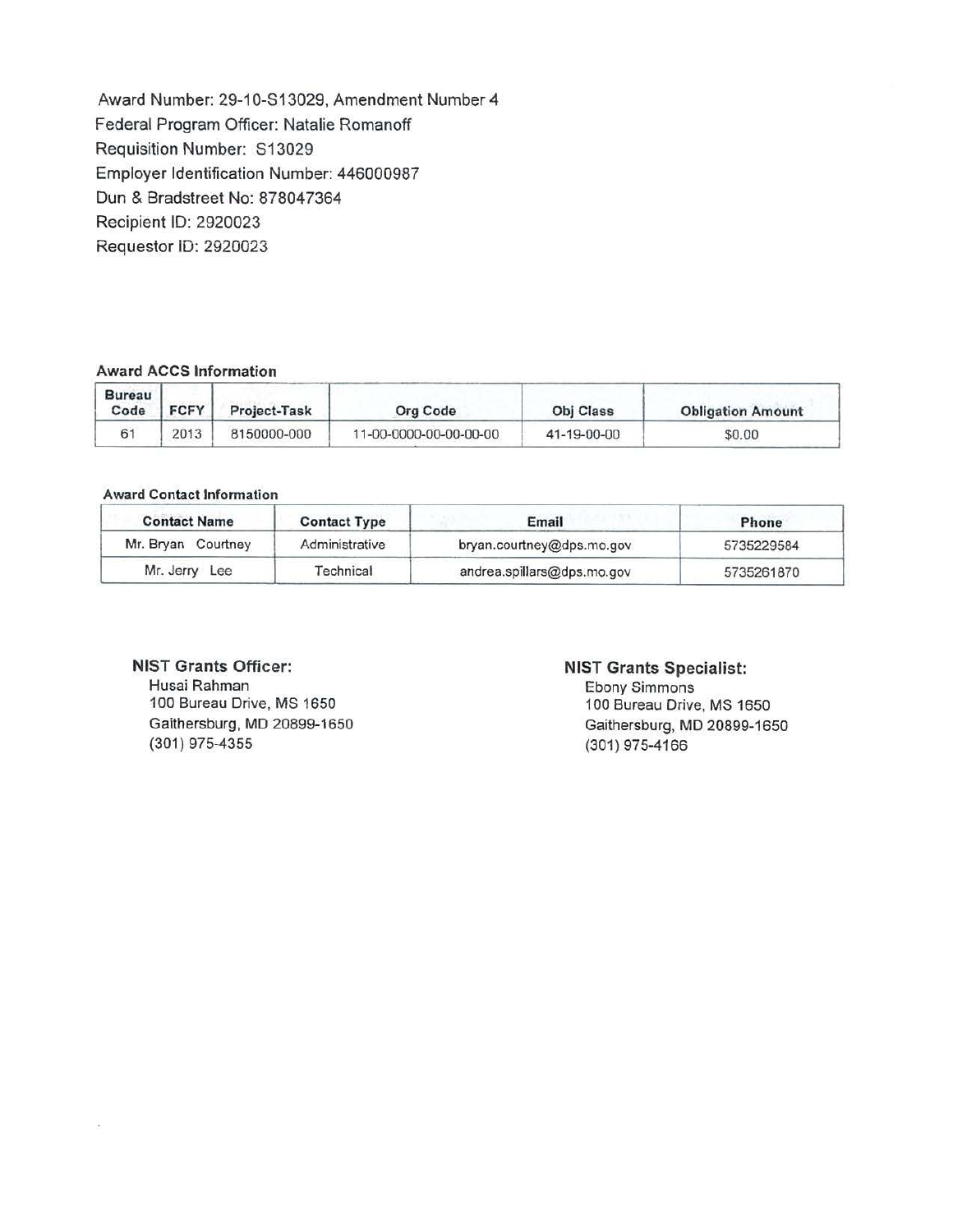Award Number: 29-10-S13029, Amendment Number 4
Federal Program Officer: Natalie Romanoff
Requisition Number: S13029
Employer Identification Number: 446000987
Dun & Bradstreet No: 878047364
Recipient ID: 2920023
Requestor ID: 2920023

**Award ACCS Information**

| Bureau Code | FCFY | Project-Task | Org Code | Obj Class | Obligation Amount |
|---|---|---|---|---|---|
| 61 | 2013 | 8150000-000 | 11-00-0000-00-00-00-00 | 41-19-00-00 | $0.00 |

**Award Contact Information**

| Contact Name | Contact Type | Email | Phone |
|---|---|---|---|
| Mr. Bryan Courtney | Administrative | bryan.courtney@dps.mo.gov | 5735229584 |
| Mr. Jerry Lee | Technical | andrea.spillars@dps.mo.gov | 5735261870 |

**NIST Grants Officer:**
Husai Rahman
100 Bureau Drive, MS 1650
Gaithersburg, MD 20899-1650
(301) 975-4355

**NIST Grants Specialist:**
Ebony Simmons
100 Bureau Drive, MS 1650
Gaithersburg, MD 20899-1650
(301) 975-4166